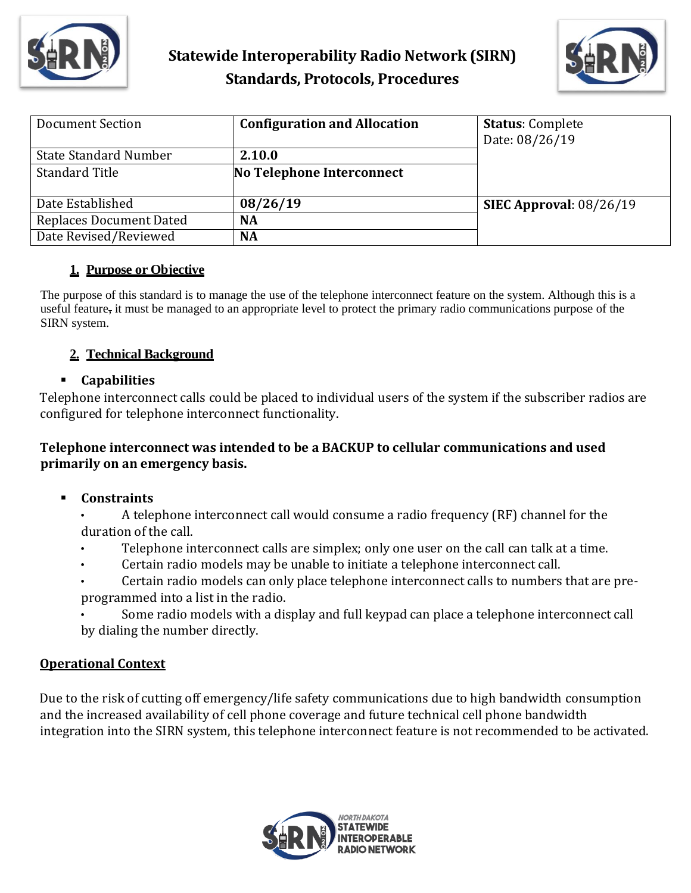# Statewide Interoperability Radio Network (SIRN)
## Standards, Protocols, Procedures

| Document Section | **Configuration and Allocation** | **Status**: Complete Date: 08/26/19 |
|---|---|---|
| State Standard Number | **2.10.0** | |
| Standard Title | **No Telephone Interconnect** | |
| Date Established | **08/26/19** | **SIEC Approval**: 08/26/19 |
| Replaces Document Dated | **NA** | |
| Date Revised/Reviewed | **NA** | |

### 1. Purpose or Objective

The purpose of this standard is to manage the use of the telephone interconnect feature on the system. Although this is a useful feature, it must be managed to an appropriate level to protect the primary radio communications purpose of the SIRN system.

### 2. Technical Background

- **Capabilities**

Telephone interconnect calls could be placed to individual users of the system if the subscriber radios are configured for telephone interconnect functionality.

**Telephone interconnect was intended to be a BACKUP to cellular communications and used primarily on an emergency basis.**

- **Constraints**
  - A telephone interconnect call would consume a radio frequency (RF) channel for the duration of the call.
  - Telephone interconnect calls are simplex; only one user on the call can talk at a time.
  - Certain radio models may be unable to initiate a telephone interconnect call.
  - Certain radio models can only place telephone interconnect calls to numbers that are pre-programmed into a list in the radio.
  - Some radio models with a display and full keypad can place a telephone interconnect call by dialing the number directly.

**Operational Context**

Due to the risk of cutting off emergency/life safety communications due to high bandwidth consumption and the increased availability of cell phone coverage and future technical cell phone bandwidth integration into the SIRN system, this telephone interconnect feature is not recommended to be activated.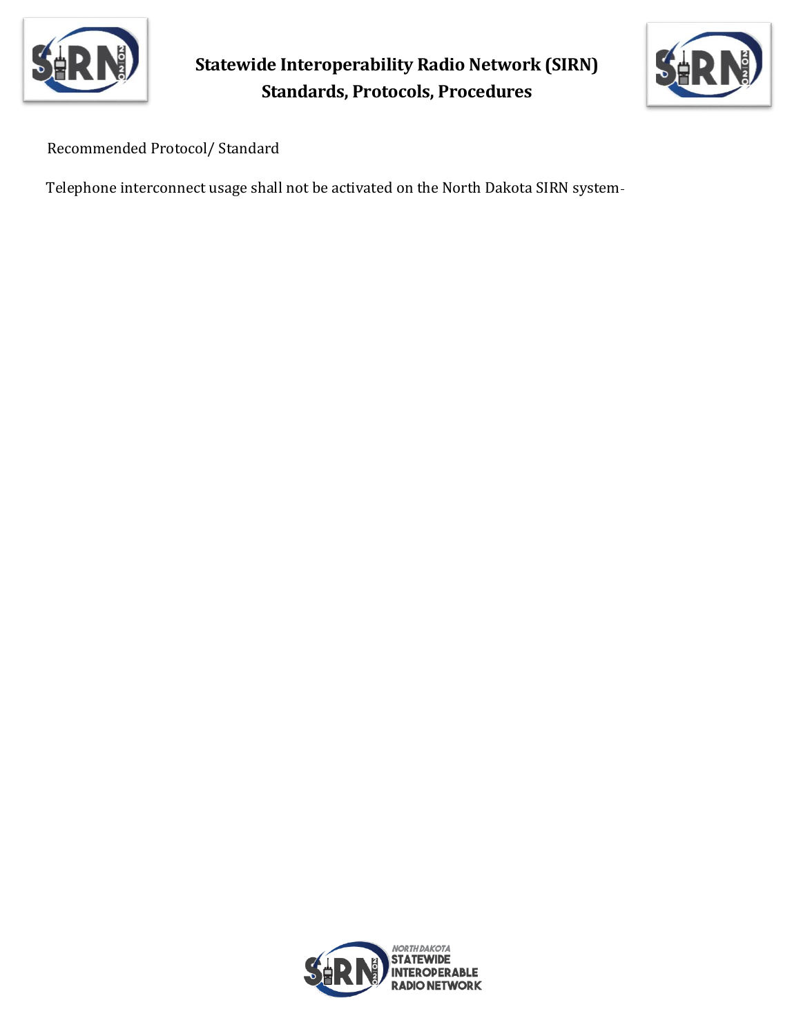Recommended Protocol/ Standard

Telephone interconnect usage shall not be activated on the North Dakota SIRN system-